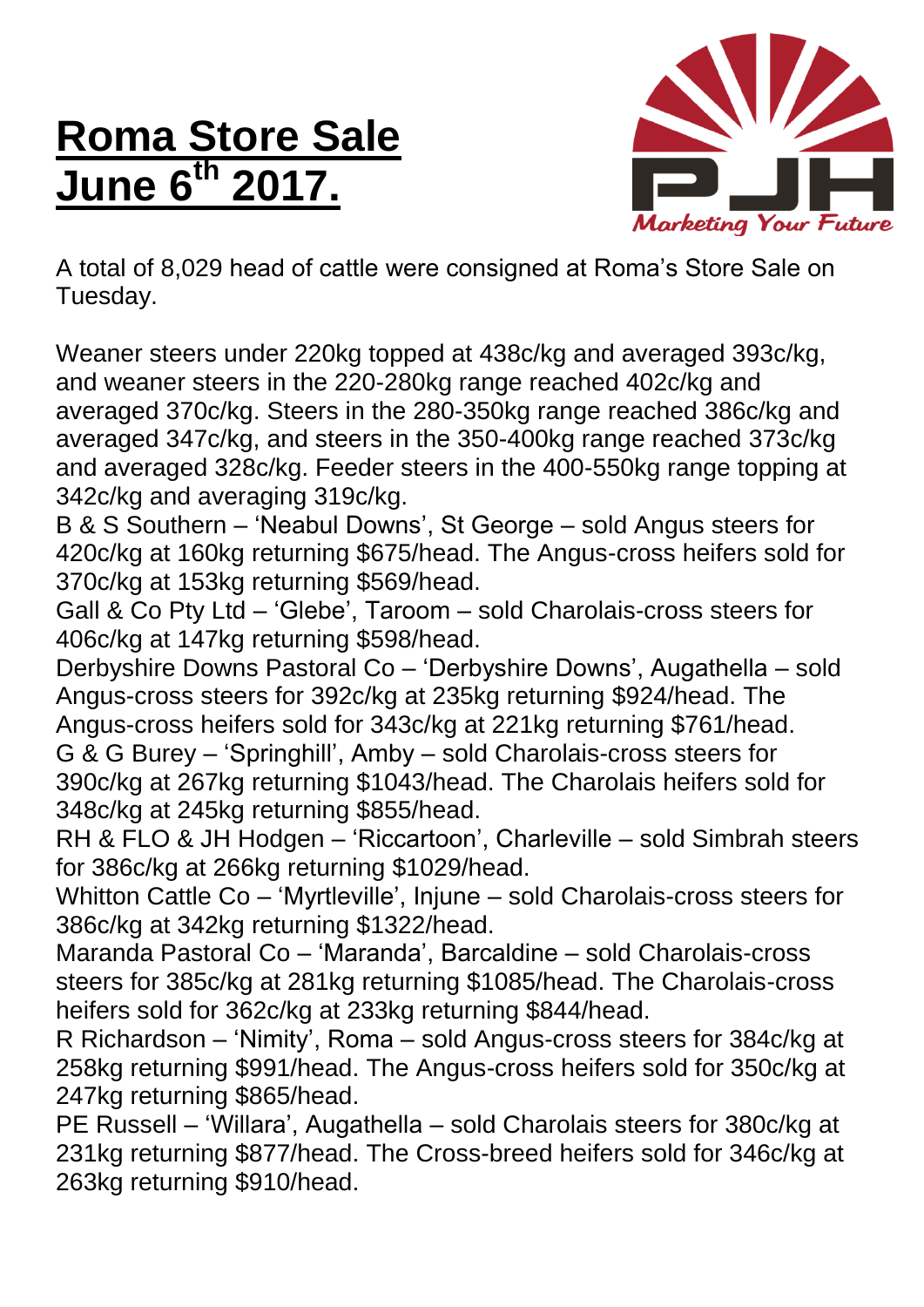# Roma Store Sale June 6th 2017.

PJH

*Marketing Your Future*

A total of 8,029 head of cattle were consigned at Roma's Store Sale on Tuesday.

Weaner steers under 220kg topped at 438c/kg and averaged 393c/kg, and weaner steers in the 220-280kg range reached 402c/kg and averaged 370c/kg. Steers in the 280-350kg range reached 386c/kg and averaged 347c/kg, and steers in the 350-400kg range reached 373c/kg and averaged 328c/kg. Feeder steers in the 400-550kg range topping at 342c/kg and averaging 319c/kg.

B & S Southern – 'Neabul Downs', St George – sold Angus steers for 420c/kg at 160kg returning $675/head. The Angus-cross heifers sold for 370c/kg at 153kg returning $569/head.

Gall & Co Pty Ltd – 'Glebe', Taroom – sold Charolais-cross steers for 406c/kg at 147kg returning $598/head.

Derbyshire Downs Pastoral Co – 'Derbyshire Downs', Augathella – sold Angus-cross steers for 392c/kg at 235kg returning $924/head. The Angus-cross heifers sold for 343c/kg at 221kg returning $761/head.

G & G Burey – 'Springhill', Amby – sold Charolais-cross steers for 390c/kg at 267kg returning $1043/head. The Charolais heifers sold for 348c/kg at 245kg returning $855/head.

RH & FLO & JH Hodgen – 'Riccartoon', Charleville – sold Simbrah steers for 386c/kg at 266kg returning $1029/head.

Whitton Cattle Co – 'Myrtleville', Injune – sold Charolais-cross steers for 386c/kg at 342kg returning $1322/head.

Maranda Pastoral Co – 'Maranda', Barcaldine – sold Charolais-cross steers for 385c/kg at 281kg returning $1085/head. The Charolais-cross heifers sold for 362c/kg at 233kg returning $844/head.

R Richardson – 'Nimity', Roma – sold Angus-cross steers for 384c/kg at 258kg returning $991/head. The Angus-cross heifers sold for 350c/kg at 247kg returning $865/head.

PE Russell – 'Willara', Augathella – sold Charolais steers for 380c/kg at 231kg returning $877/head. The Cross-breed heifers sold for 346c/kg at 263kg returning $910/head.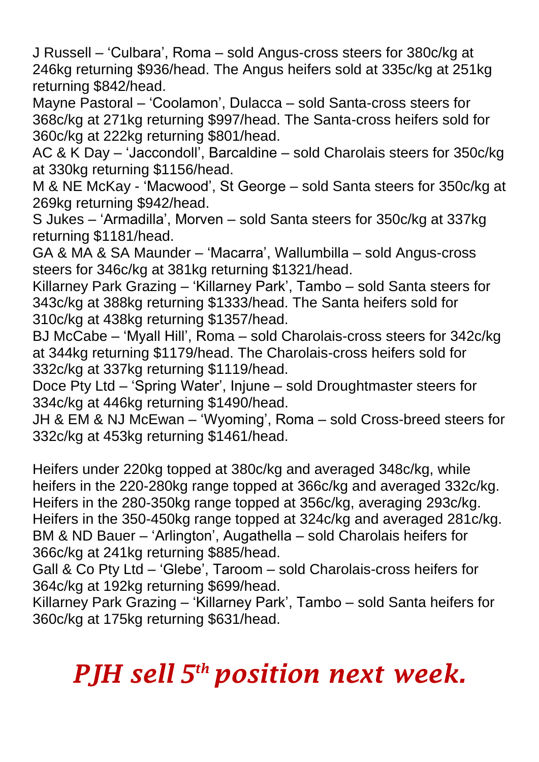J Russell – 'Culbara', Roma – sold Angus-cross steers for 380c/kg at 246kg returning $936/head. The Angus heifers sold at 335c/kg at 251kg returning $842/head.

Mayne Pastoral – 'Coolamon', Dulacca – sold Santa-cross steers for 368c/kg at 271kg returning $997/head. The Santa-cross heifers sold for 360c/kg at 222kg returning $801/head.

AC & K Day – 'Jaccondoll', Barcaldine – sold Charolais steers for 350c/kg at 330kg returning $1156/head.

M & NE McKay - 'Macwood', St George – sold Santa steers for 350c/kg at 269kg returning $942/head.

S Jukes – 'Armadilla', Morven – sold Santa steers for 350c/kg at 337kg returning $1181/head.

GA & MA & SA Maunder – 'Macarra', Wallumbilla – sold Angus-cross steers for 346c/kg at 381kg returning $1321/head.

Killarney Park Grazing – 'Killarney Park', Tambo – sold Santa steers for 343c/kg at 388kg returning $1333/head. The Santa heifers sold for 310c/kg at 438kg returning $1357/head.

BJ McCabe – 'Myall Hill', Roma – sold Charolais-cross steers for 342c/kg at 344kg returning $1179/head. The Charolais-cross heifers sold for 332c/kg at 337kg returning $1119/head.

Doce Pty Ltd – 'Spring Water', Injune – sold Droughtmaster steers for 334c/kg at 446kg returning $1490/head.

JH & EM & NJ McEwan – 'Wyoming', Roma – sold Cross-breed steers for 332c/kg at 453kg returning $1461/head.

Heifers under 220kg topped at 380c/kg and averaged 348c/kg, while heifers in the 220-280kg range topped at 366c/kg and averaged 332c/kg. Heifers in the 280-350kg range topped at 356c/kg, averaging 293c/kg. Heifers in the 350-450kg range topped at 324c/kg and averaged 281c/kg.

BM & ND Bauer – 'Arlington', Augathella – sold Charolais heifers for 366c/kg at 241kg returning $885/head.

Gall & Co Pty Ltd – 'Glebe', Taroom – sold Charolais-cross heifers for 364c/kg at 192kg returning $699/head.

Killarney Park Grazing – 'Killarney Park', Tambo – sold Santa heifers for 360c/kg at 175kg returning $631/head.

***PJH sell 5th position next week.***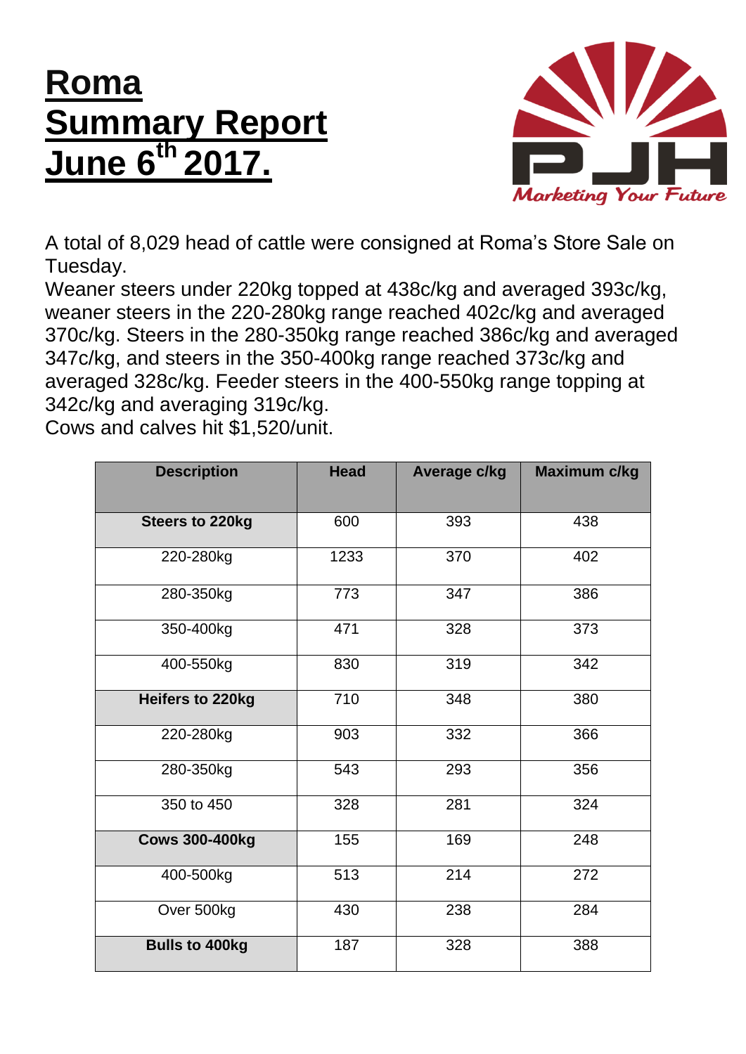# Roma Summary Report June 6th 2017.

Marketing Your Future

A total of 8,029 head of cattle were consigned at Roma's Store Sale on Tuesday.

Weaner steers under 220kg topped at 438c/kg and averaged 393c/kg, weaner steers in the 220-280kg range reached 402c/kg and averaged 370c/kg. Steers in the 280-350kg range reached 386c/kg and averaged 347c/kg, and steers in the 350-400kg range reached 373c/kg and averaged 328c/kg. Feeder steers in the 400-550kg range topping at 342c/kg and averaging 319c/kg.

Cows and calves hit $1,520/unit.

| Description | Head | Average c/kg | Maximum c/kg |
|---|---|---|---|
| **Steers to 220kg** | 600 | 393 | 438 |
| 220-280kg | 1233 | 370 | 402 |
| 280-350kg | 773 | 347 | 386 |
| 350-400kg | 471 | 328 | 373 |
| 400-550kg | 830 | 319 | 342 |
| **Heifers to 220kg** | 710 | 348 | 380 |
| 220-280kg | 903 | 332 | 366 |
| 280-350kg | 543 | 293 | 356 |
| 350 to 450 | 328 | 281 | 324 |
| **Cows 300-400kg** | 155 | 169 | 248 |
| 400-500kg | 513 | 214 | 272 |
| Over 500kg | 430 | 238 | 284 |
| **Bulls to 400kg** | 187 | 328 | 388 |